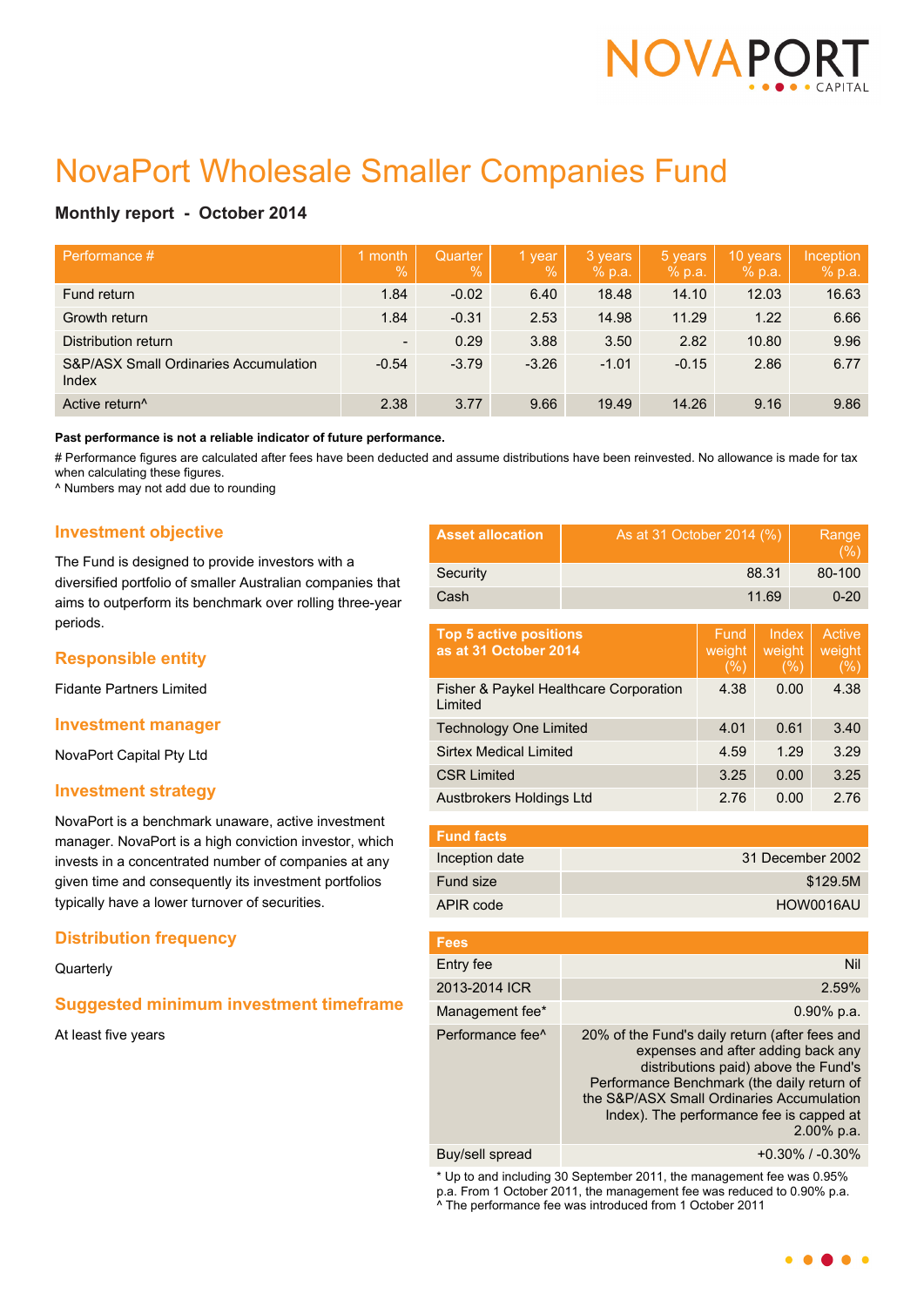NOVAPORT CAPITAL

# NovaPort Wholesale Smaller Companies Fund

**Monthly report - October 2014**

| Performance # | 1 month % | Quarter % | 1 year % | 3 years % p.a. | 5 years % p.a. | 10 years % p.a. | Inception % p.a. |
|---|---|---|---|---|---|---|---|
| Fund return | 1.84 | -0.02 | 6.40 | 18.48 | 14.10 | 12.03 | 16.63 |
| Growth return | 1.84 | -0.31 | 2.53 | 14.98 | 11.29 | 1.22 | 6.66 |
| Distribution return | - | 0.29 | 3.88 | 3.50 | 2.82 | 10.80 | 9.96 |
| S&P/ASX Small Ordinaries Accumulation Index | -0.54 | -3.79 | -3.26 | -1.01 | -0.15 | 2.86 | 6.77 |
| Active return^ | 2.38 | 3.77 | 9.66 | 19.49 | 14.26 | 9.16 | 9.86 |

**Past performance is not a reliable indicator of future performance.**

# Performance figures are calculated after fees have been deducted and assume distributions have been reinvested. No allowance is made for tax when calculating these figures.
^ Numbers may not add due to rounding

## Investment objective

The Fund is designed to provide investors with a diversified portfolio of smaller Australian companies that aims to outperform its benchmark over rolling three-year periods.

## Responsible entity

Fidante Partners Limited

## Investment manager

NovaPort Capital Pty Ltd

## Investment strategy

NovaPort is a benchmark unaware, active investment manager. NovaPort is a high conviction investor, which invests in a concentrated number of companies at any given time and consequently its investment portfolios typically have a lower turnover of securities.

## Distribution frequency

Quarterly

## Suggested minimum investment timeframe

At least five years

| Asset allocation | As at 31 October 2014 (%) | Range (%) |
|---|---|---|
| Security | 88.31 | 80-100 |
| Cash | 11.69 | 0-20 |

| Top 5 active positions as at 31 October 2014 | Fund weight (%) | Index weight (%) | Active weight (%) |
|---|---|---|---|
| Fisher & Paykel Healthcare Corporation Limited | 4.38 | 0.00 | 4.38 |
| Technology One Limited | 4.01 | 0.61 | 3.40 |
| Sirtex Medical Limited | 4.59 | 1.29 | 3.29 |
| CSR Limited | 3.25 | 0.00 | 3.25 |
| Austbrokers Holdings Ltd | 2.76 | 0.00 | 2.76 |

| Fund facts | |
|---|---|
| Inception date | 31 December 2002 |
| Fund size | $129.5M |
| APIR code | HOW0016AU |

| Fees | |
|---|---|
| Entry fee | Nil |
| 2013-2014 ICR | 2.59% |
| Management fee* | 0.90% p.a. |
| Performance fee^ | 20% of the Fund's daily return (after fees and expenses and after adding back any distributions paid) above the Fund's Performance Benchmark (the daily return of the S&P/ASX Small Ordinaries Accumulation Index). The performance fee is capped at 2.00% p.a. |
| Buy/sell spread | +0.30% / -0.30% |

* Up to and including 30 September 2011, the management fee was 0.95% p.a. From 1 October 2011, the management fee was reduced to 0.90% p.a.
^ The performance fee was introduced from 1 October 2011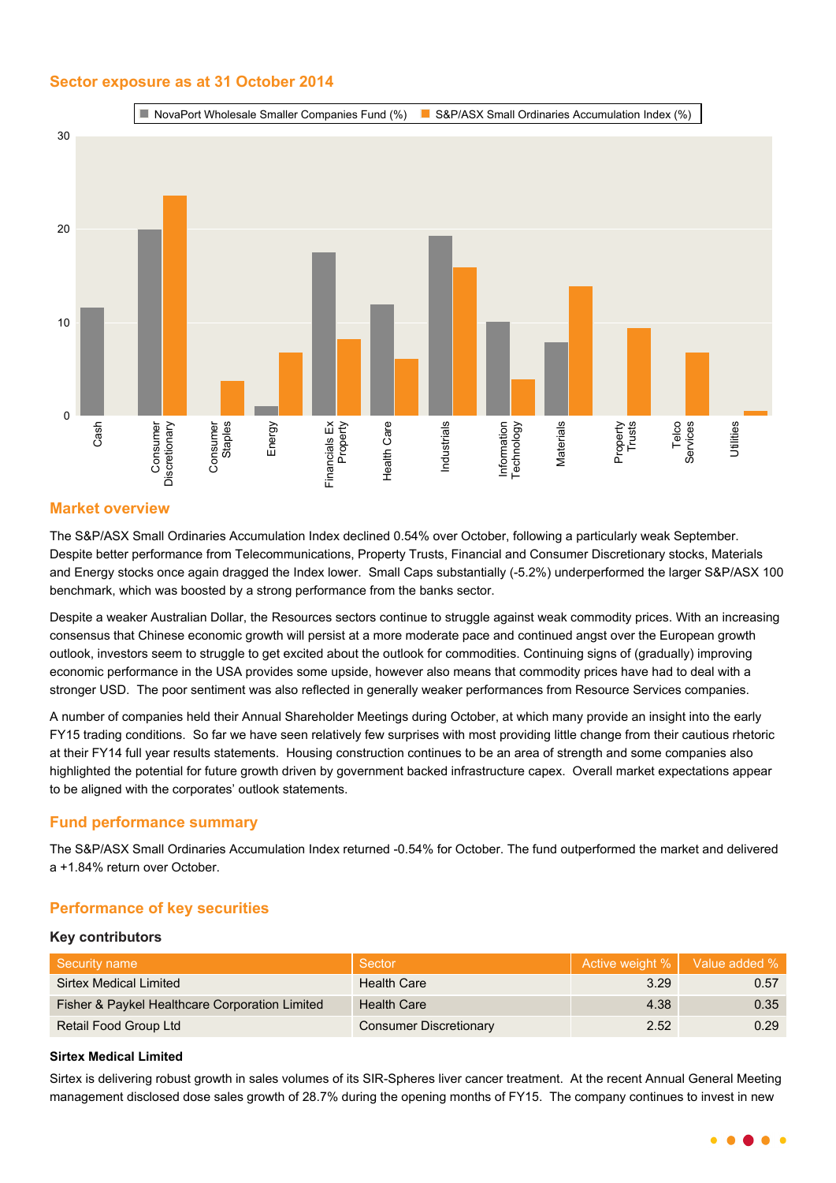## Sector exposure as at 31 October 2014

## Market overview

The S&P/ASX Small Ordinaries Accumulation Index declined 0.54% over October, following a particularly weak September. Despite better performance from Telecommunications, Property Trusts, Financial and Consumer Discretionary stocks, Materials and Energy stocks once again dragged the Index lower. Small Caps substantially (-5.2%) underperformed the larger S&P/ASX 100 benchmark, which was boosted by a strong performance from the banks sector.

Despite a weaker Australian Dollar, the Resources sectors continue to struggle against weak commodity prices. With an increasing consensus that Chinese economic growth will persist at a more moderate pace and continued angst over the European growth outlook, investors seem to struggle to get excited about the outlook for commodities. Continuing signs of (gradually) improving economic performance in the USA provides some upside, however also means that commodity prices have had to deal with a stronger USD. The poor sentiment was also reflected in generally weaker performances from Resource Services companies.

A number of companies held their Annual Shareholder Meetings during October, at which many provide an insight into the early FY15 trading conditions. So far we have seen relatively few surprises with most providing little change from their cautious rhetoric at their FY14 full year results statements. Housing construction continues to be an area of strength and some companies also highlighted the potential for future growth driven by government backed infrastructure capex. Overall market expectations appear to be aligned with the corporates' outlook statements.

## Fund performance summary

The S&P/ASX Small Ordinaries Accumulation Index returned -0.54% for October. The fund outperformed the market and delivered a +1.84% return over October.

## Performance of key securities

### Key contributors

| Security name | Sector | Active weight % | Value added % |
|---|---|---|---|
| Sirtex Medical Limited | Health Care | 3.29 | 0.57 |
| Fisher & Paykel Healthcare Corporation Limited | Health Care | 4.38 | 0.35 |
| Retail Food Group Ltd | Consumer Discretionary | 2.52 | 0.29 |

**Sirtex Medical Limited**

Sirtex is delivering robust growth in sales volumes of its SIR-Spheres liver cancer treatment. At the recent Annual General Meeting management disclosed dose sales growth of 28.7% during the opening months of FY15. The company continues to invest in new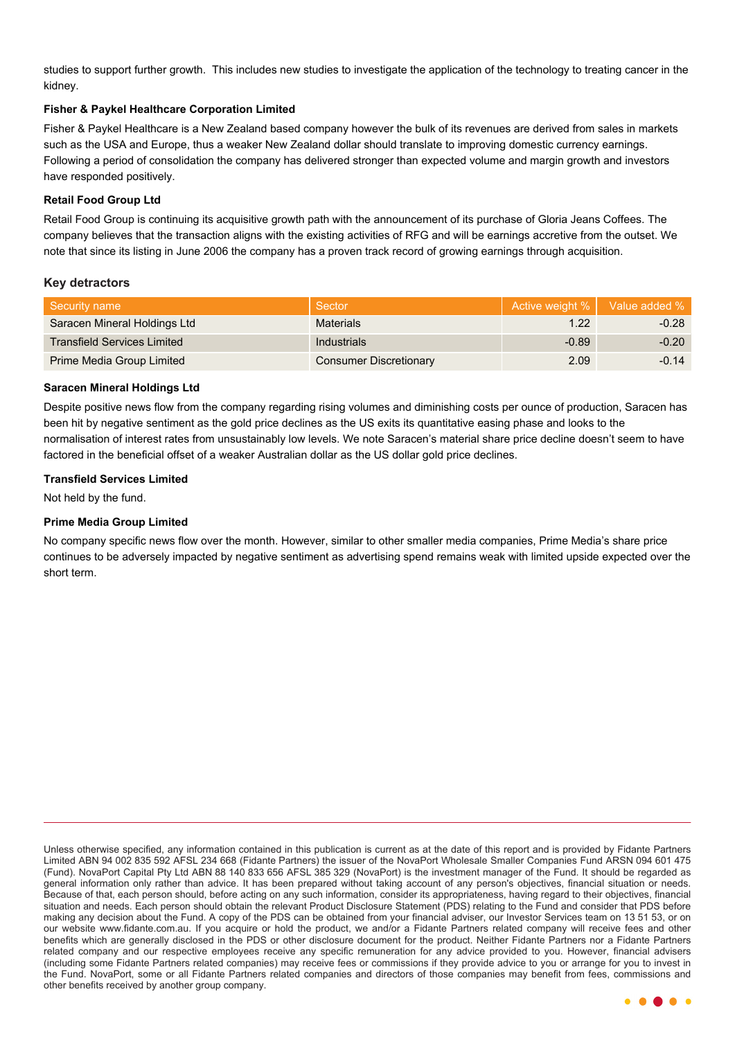studies to support further growth. This includes new studies to investigate the application of the technology to treating cancer in the kidney.

**Fisher & Paykel Healthcare Corporation Limited**

Fisher & Paykel Healthcare is a New Zealand based company however the bulk of its revenues are derived from sales in markets such as the USA and Europe, thus a weaker New Zealand dollar should translate to improving domestic currency earnings. Following a period of consolidation the company has delivered stronger than expected volume and margin growth and investors have responded positively.

**Retail Food Group Ltd**

Retail Food Group is continuing its acquisitive growth path with the announcement of its purchase of Gloria Jeans Coffees. The company believes that the transaction aligns with the existing activities of RFG and will be earnings accretive from the outset. We note that since its listing in June 2006 the company has a proven track record of growing earnings through acquisition.

### Key detractors

| Security name | Sector | Active weight % | Value added % |
|---|---|---|---|
| Saracen Mineral Holdings Ltd | Materials | 1.22 | -0.28 |
| Transfield Services Limited | Industrials | -0.89 | -0.20 |
| Prime Media Group Limited | Consumer Discretionary | 2.09 | -0.14 |

**Saracen Mineral Holdings Ltd**

Despite positive news flow from the company regarding rising volumes and diminishing costs per ounce of production, Saracen has been hit by negative sentiment as the gold price declines as the US exits its quantitative easing phase and looks to the normalisation of interest rates from unsustainably low levels. We note Saracen's material share price decline doesn't seem to have factored in the beneficial offset of a weaker Australian dollar as the US dollar gold price declines.

**Transfield Services Limited**

Not held by the fund.

**Prime Media Group Limited**

No company specific news flow over the month. However, similar to other smaller media companies, Prime Media's share price continues to be adversely impacted by negative sentiment as advertising spend remains weak with limited upside expected over the short term.

---

Unless otherwise specified, any information contained in this publication is current as at the date of this report and is provided by Fidante Partners Limited ABN 94 002 835 592 AFSL 234 668 (Fidante Partners) the issuer of the NovaPort Wholesale Smaller Companies Fund ARSN 094 601 475 (Fund). NovaPort Capital Pty Ltd ABN 88 140 833 656 AFSL 385 329 (NovaPort) is the investment manager of the Fund. It should be regarded as general information only rather than advice. It has been prepared without taking account of any person's objectives, financial situation or needs. Because of that, each person should, before acting on any such information, consider its appropriateness, having regard to their objectives, financial situation and needs. Each person should obtain the relevant Product Disclosure Statement (PDS) relating to the Fund and consider that PDS before making any decision about the Fund. A copy of the PDS can be obtained from your financial adviser, our Investor Services team on 13 51 53, or on our website www.fidante.com.au. If you acquire or hold the product, we and/or a Fidante Partners related company will receive fees and other benefits which are generally disclosed in the PDS or other disclosure document for the product. Neither Fidante Partners nor a Fidante Partners related company and our respective employees receive any specific remuneration for any advice provided to you. However, financial advisers (including some Fidante Partners related companies) may receive fees or commissions if they provide advice to you or arrange for you to invest in the Fund. NovaPort, some or all Fidante Partners related companies and directors of those companies may benefit from fees, commissions and other benefits received by another group company.